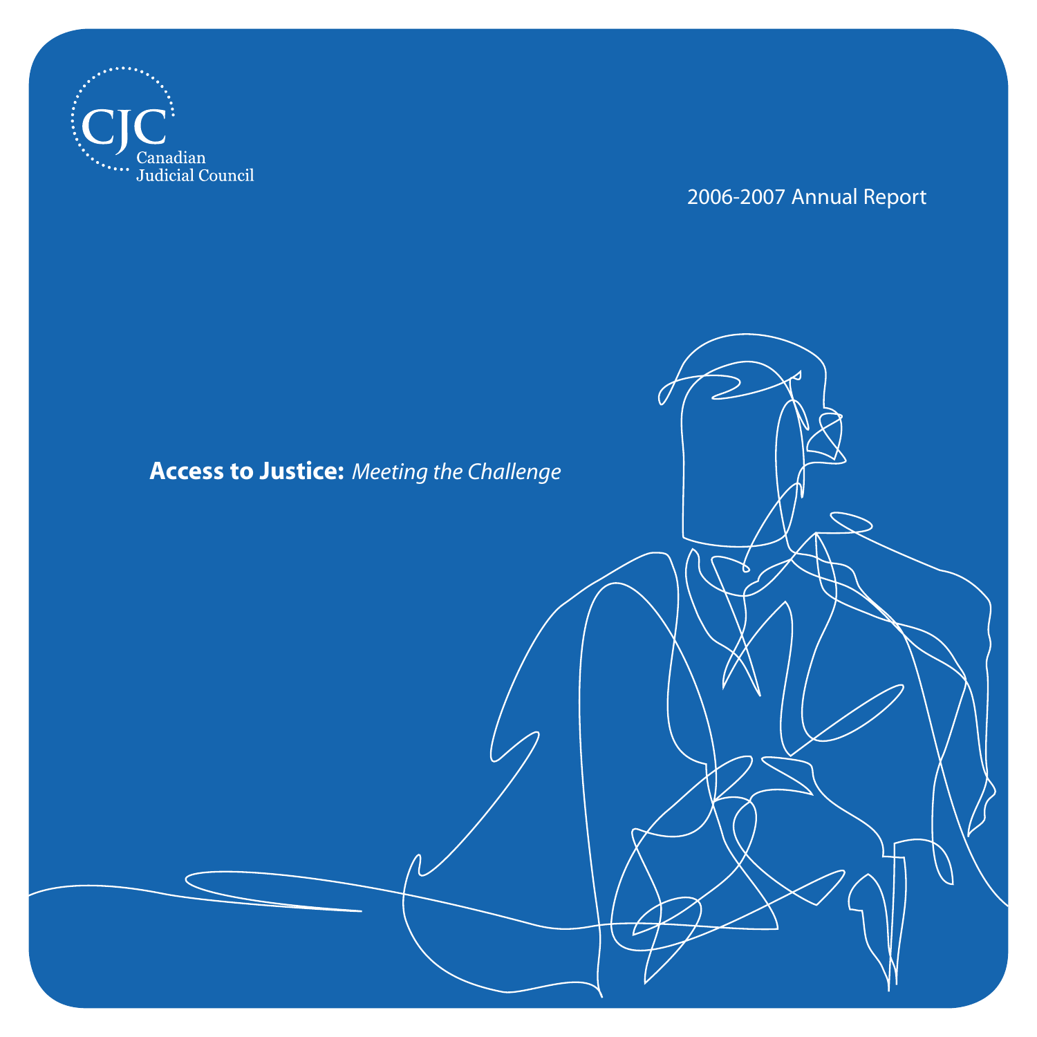CJC
Canadian
Judicial Council

2006-2007 Annual Report

# **Access to Justice:** *Meeting the Challenge*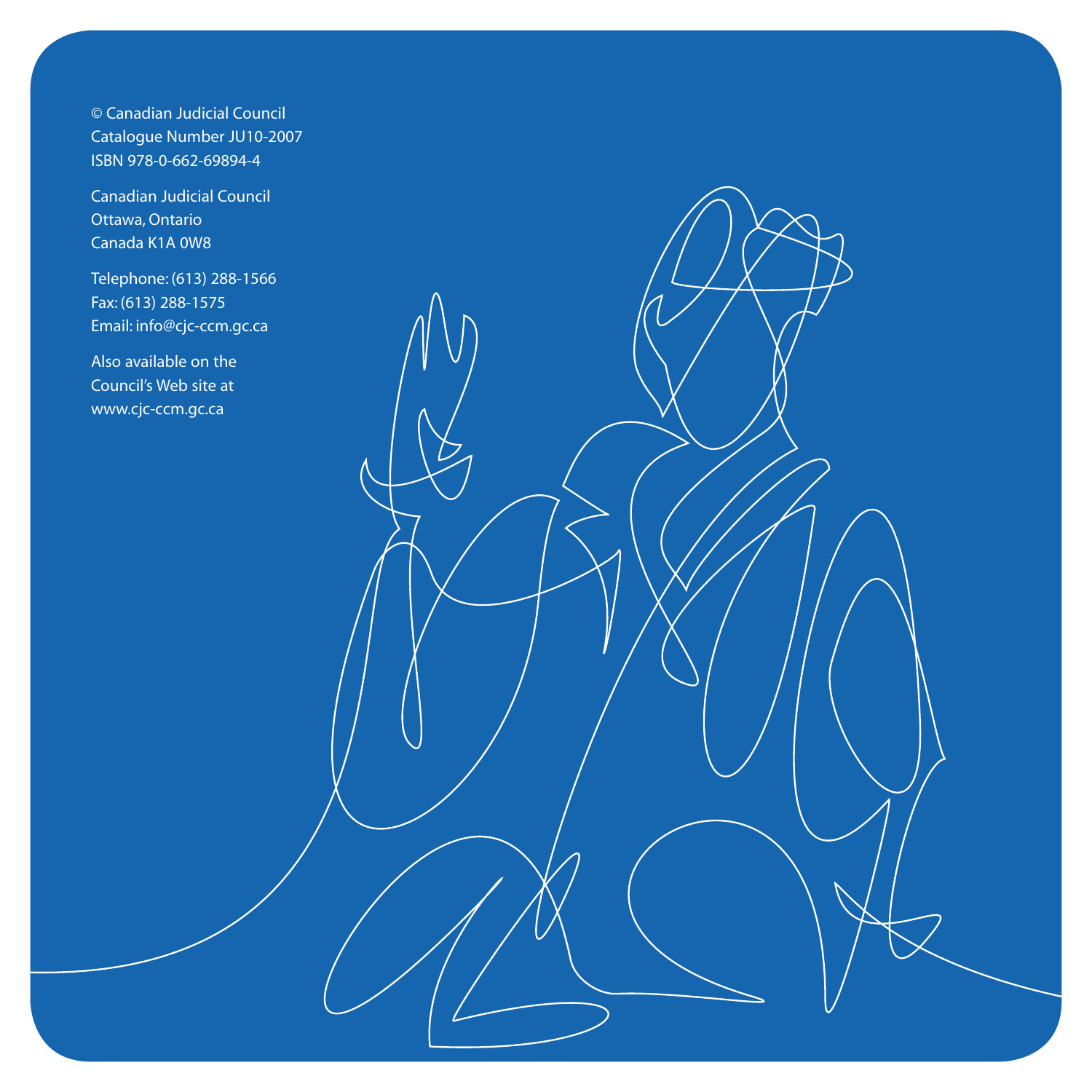© Canadian Judicial Council
Catalogue Number JU10-2007
ISBN 978-0-662-69894-4

Canadian Judicial Council
Ottawa, Ontario
Canada K1A 0W8

Telephone: (613) 288-1566
Fax: (613) 288-1575
Email: info@cjc-ccm.gc.ca

Also available on the
Council's Web site at
www.cjc-ccm.gc.ca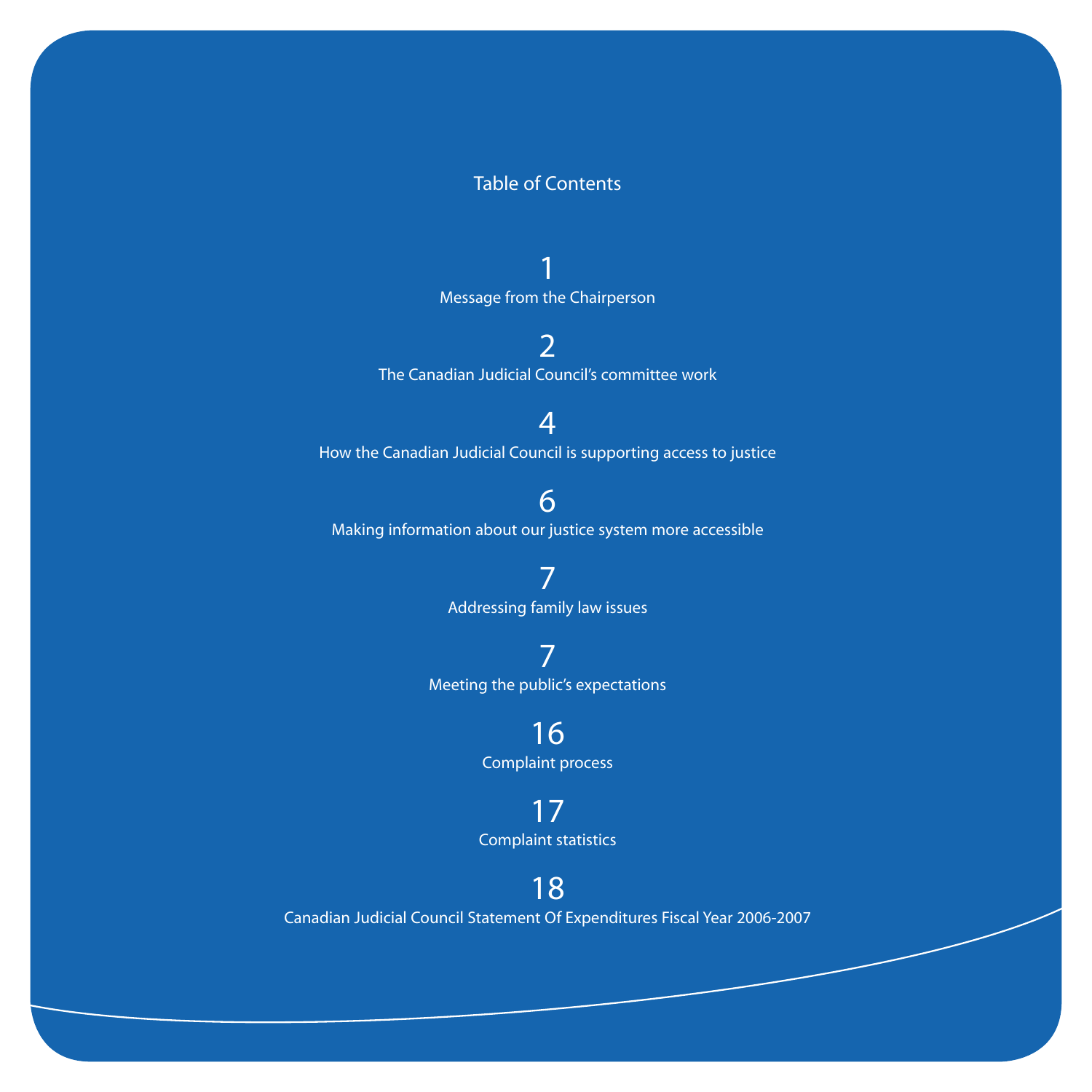# Table of Contents

1
Message from the Chairperson

2
The Canadian Judicial Council's committee work

4
How the Canadian Judicial Council is supporting access to justice

6
Making information about our justice system more accessible

7
Addressing family law issues

7
Meeting the public's expectations

16
Complaint process

17
Complaint statistics

18
Canadian Judicial Council Statement Of Expenditures Fiscal Year 2006-2007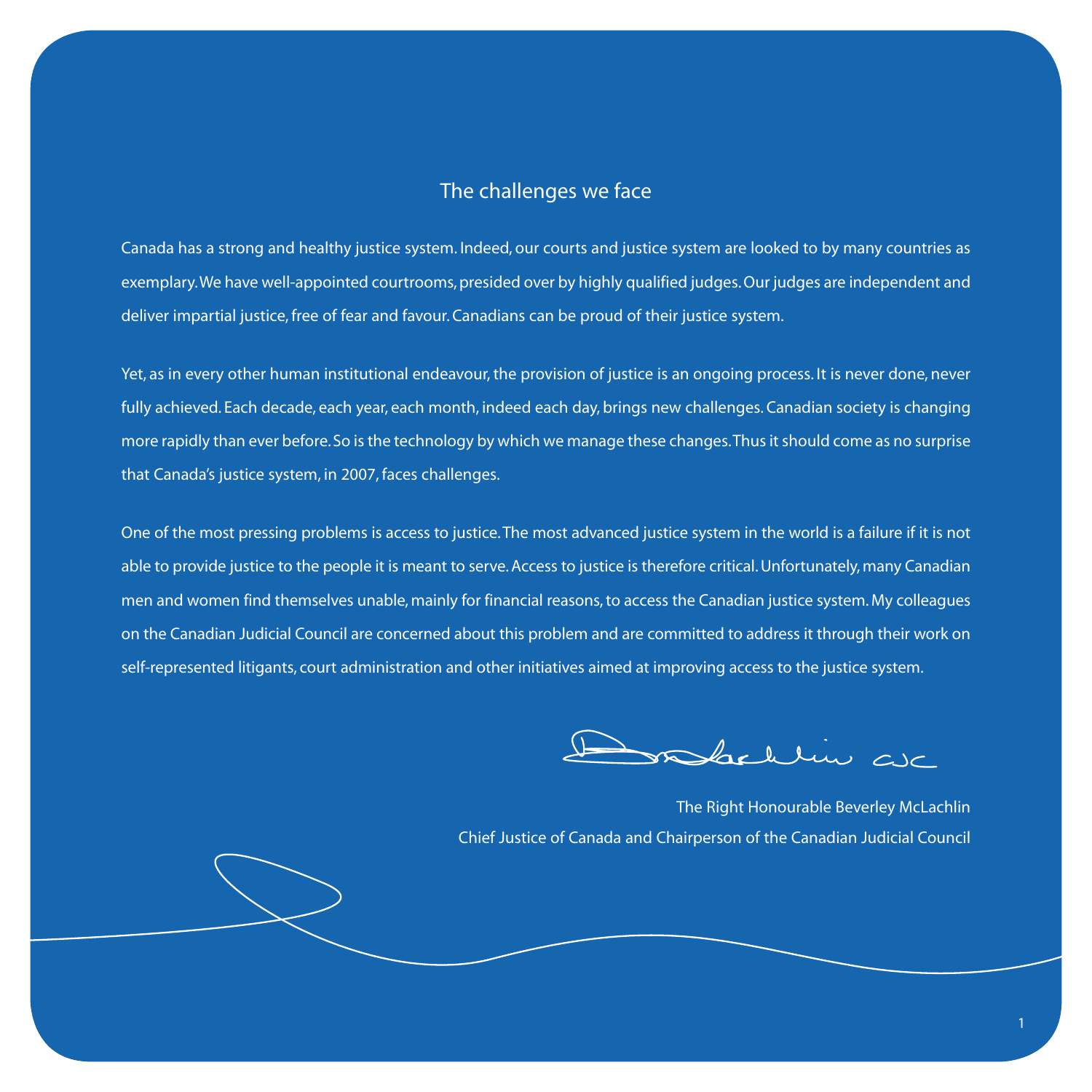## The challenges we face

Canada has a strong and healthy justice system. Indeed, our courts and justice system are looked to by many countries as exemplary. We have well-appointed courtrooms, presided over by highly qualified judges. Our judges are independent and deliver impartial justice, free of fear and favour. Canadians can be proud of their justice system.

Yet, as in every other human institutional endeavour, the provision of justice is an ongoing process. It is never done, never fully achieved. Each decade, each year, each month, indeed each day, brings new challenges. Canadian society is changing more rapidly than ever before. So is the technology by which we manage these changes. Thus it should come as no surprise that Canada's justice system, in 2007, faces challenges.

One of the most pressing problems is access to justice. The most advanced justice system in the world is a failure if it is not able to provide justice to the people it is meant to serve. Access to justice is therefore critical. Unfortunately, many Canadian men and women find themselves unable, mainly for financial reasons, to access the Canadian justice system. My colleagues on the Canadian Judicial Council are concerned about this problem and are committed to address it through their work on self-represented litigants, court administration and other initiatives aimed at improving access to the justice system.

The Right Honourable Beverley McLachlin
Chief Justice of Canada and Chairperson of the Canadian Judicial Council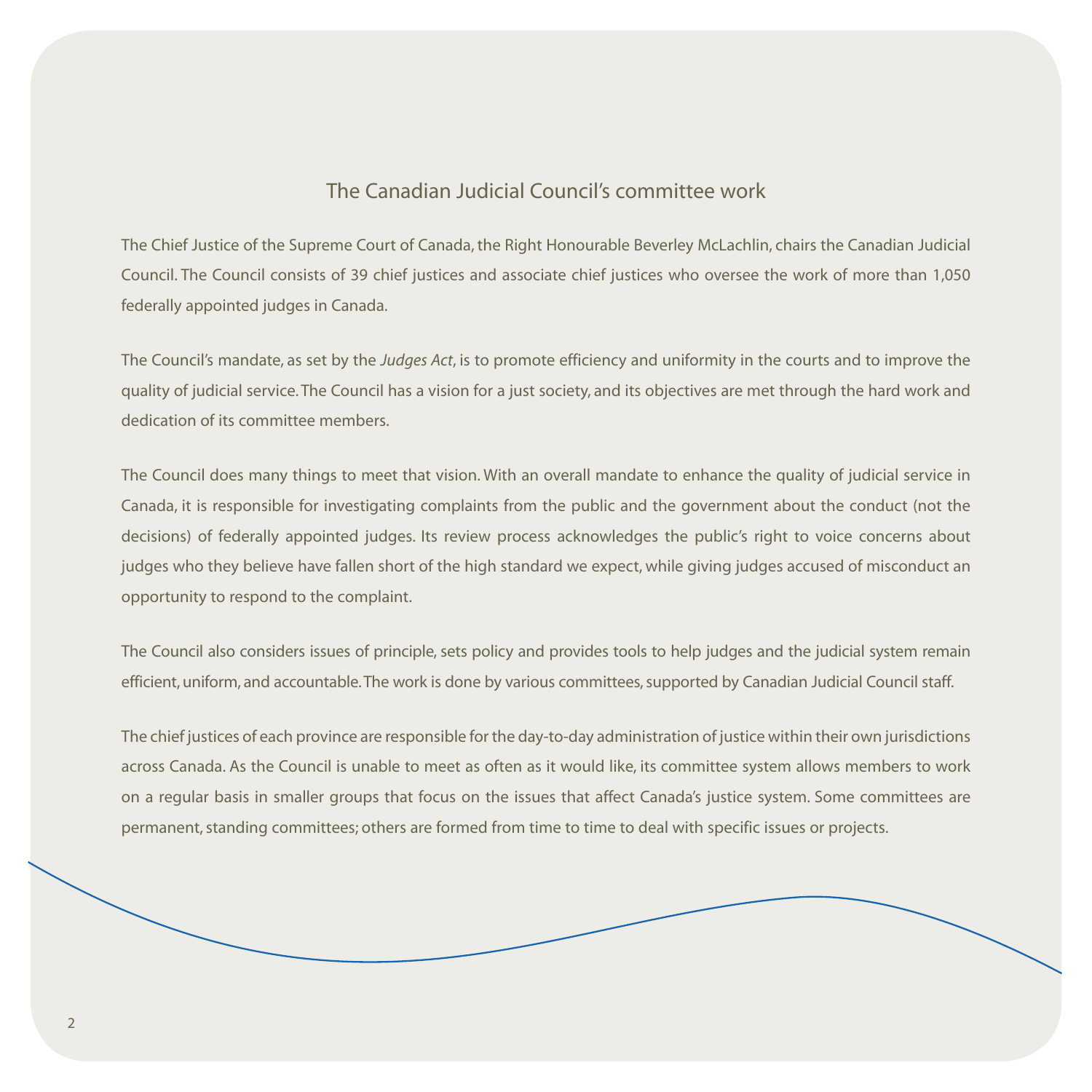## The Canadian Judicial Council's committee work

The Chief Justice of the Supreme Court of Canada, the Right Honourable Beverley McLachlin, chairs the Canadian Judicial Council. The Council consists of 39 chief justices and associate chief justices who oversee the work of more than 1,050 federally appointed judges in Canada.

The Council's mandate, as set by the *Judges Act*, is to promote efficiency and uniformity in the courts and to improve the quality of judicial service. The Council has a vision for a just society, and its objectives are met through the hard work and dedication of its committee members.

The Council does many things to meet that vision. With an overall mandate to enhance the quality of judicial service in Canada, it is responsible for investigating complaints from the public and the government about the conduct (not the decisions) of federally appointed judges. Its review process acknowledges the public's right to voice concerns about judges who they believe have fallen short of the high standard we expect, while giving judges accused of misconduct an opportunity to respond to the complaint.

The Council also considers issues of principle, sets policy and provides tools to help judges and the judicial system remain efficient, uniform, and accountable. The work is done by various committees, supported by Canadian Judicial Council staff.

The chief justices of each province are responsible for the day-to-day administration of justice within their own jurisdictions across Canada. As the Council is unable to meet as often as it would like, its committee system allows members to work on a regular basis in smaller groups that focus on the issues that affect Canada's justice system. Some committees are permanent, standing committees; others are formed from time to time to deal with specific issues or projects.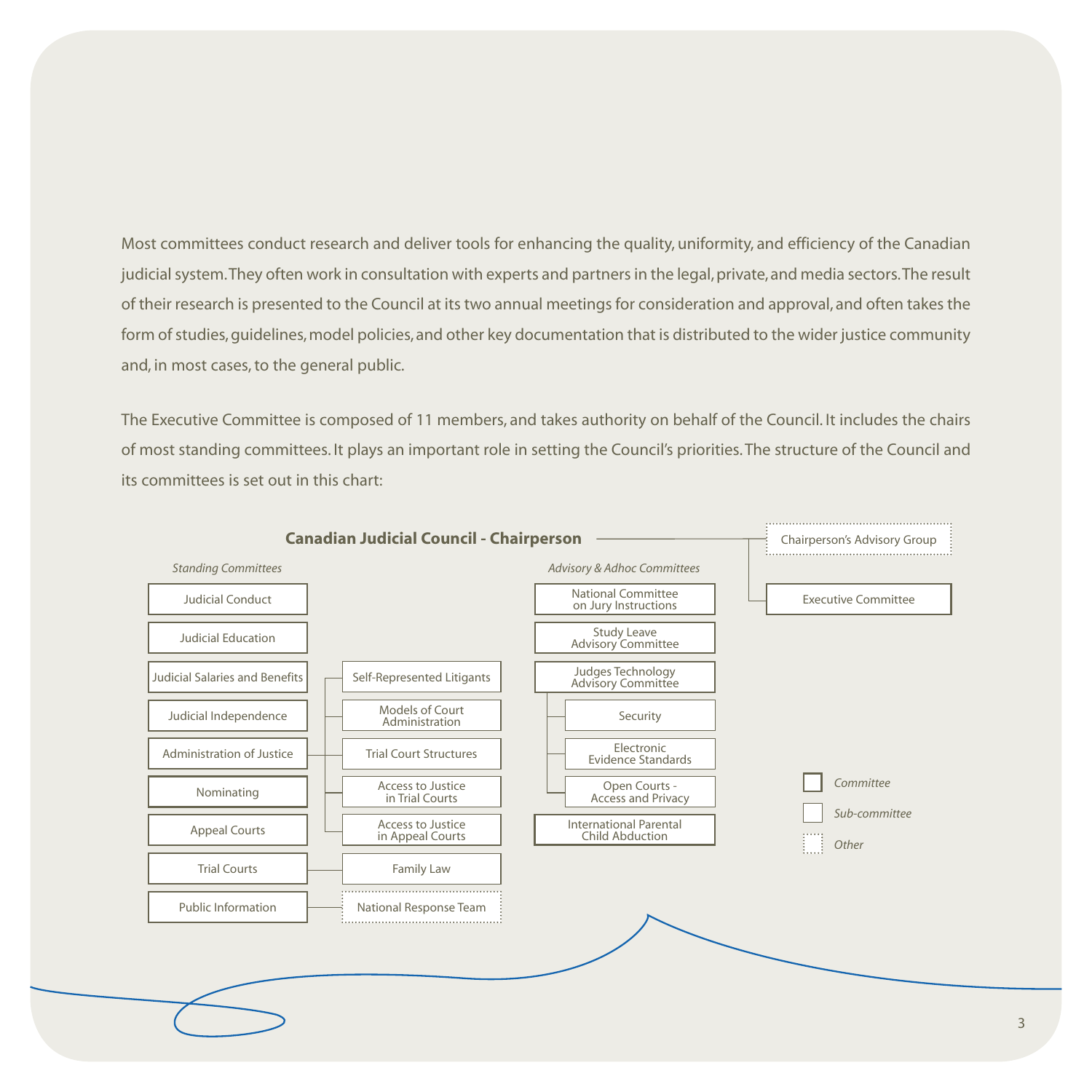Most committees conduct research and deliver tools for enhancing the quality, uniformity, and efficiency of the Canadian judicial system. They often work in consultation with experts and partners in the legal, private, and media sectors. The result of their research is presented to the Council at its two annual meetings for consideration and approval, and often takes the form of studies, guidelines, model policies, and other key documentation that is distributed to the wider justice community and, in most cases, to the general public.

The Executive Committee is composed of 11 members, and takes authority on behalf of the Council. It includes the chairs of most standing committees. It plays an important role in setting the Council's priorities. The structure of the Council and its committees is set out in this chart:

**Canadian Judicial Council - Chairperson**

- Chairperson's Advisory Group
- Executive Committee

*Standing Committees*

- Judicial Conduct
- Judicial Education
- Judicial Salaries and Benefits
- Judicial Independence
- Administration of Justice
  - Self-Represented Litigants
  - Models of Court Administration
  - Trial Court Structures
  - Access to Justice in Trial Courts
  - Access to Justice in Appeal Courts
- Nominating
- Appeal Courts
- Trial Courts
  - Family Law
- Public Information
  - National Response Team

*Advisory & Adhoc Committees*

- National Committee on Jury Instructions
- Study Leave Advisory Committee
- Judges Technology Advisory Committee
  - Security
  - Electronic Evidence Standards
  - Open Courts - Access and Privacy
- International Parental Child Abduction

*Committee*

*Sub-committee*

*Other*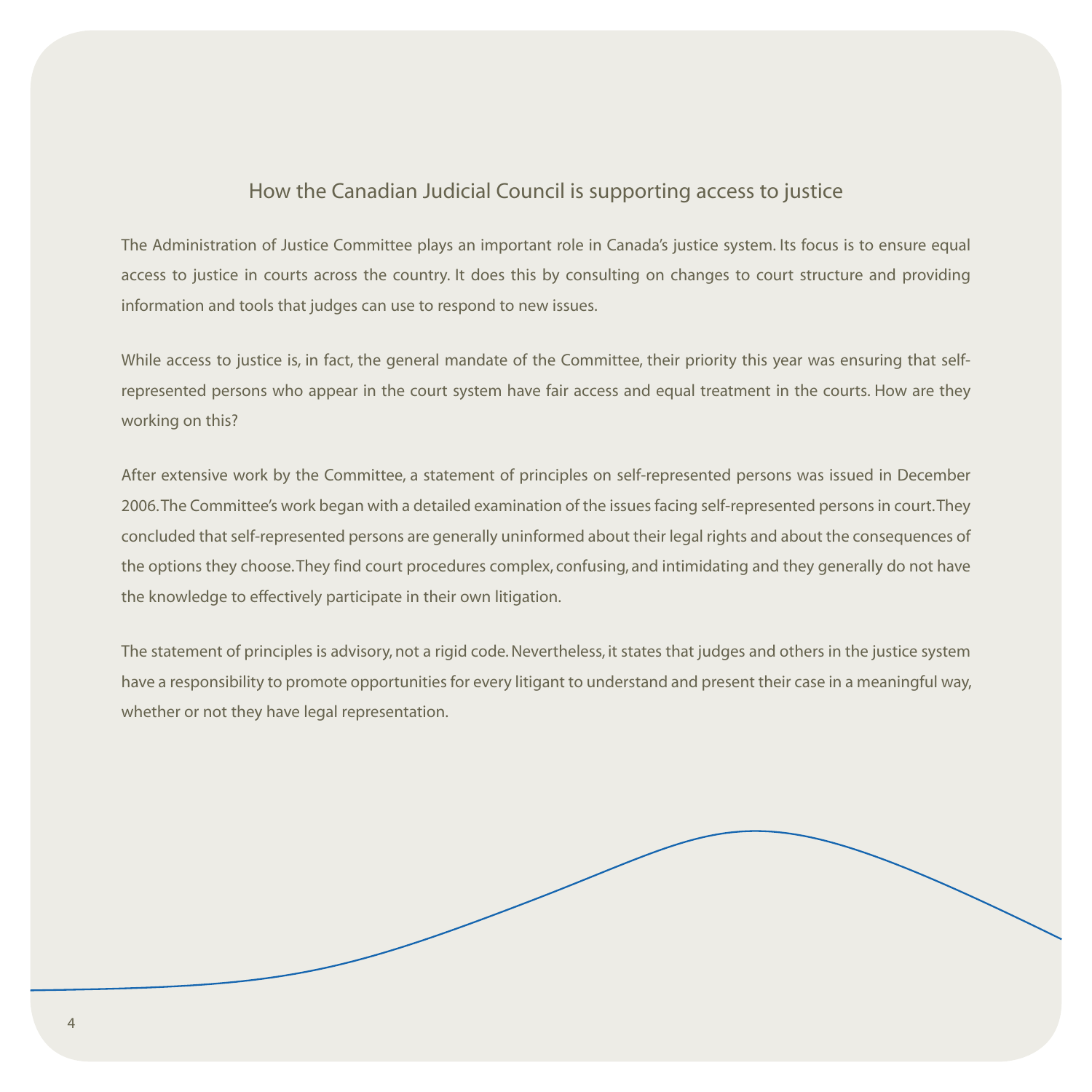## How the Canadian Judicial Council is supporting access to justice

The Administration of Justice Committee plays an important role in Canada's justice system. Its focus is to ensure equal access to justice in courts across the country. It does this by consulting on changes to court structure and providing information and tools that judges can use to respond to new issues.

While access to justice is, in fact, the general mandate of the Committee, their priority this year was ensuring that self-represented persons who appear in the court system have fair access and equal treatment in the courts. How are they working on this?

After extensive work by the Committee, a statement of principles on self-represented persons was issued in December 2006. The Committee's work began with a detailed examination of the issues facing self-represented persons in court. They concluded that self-represented persons are generally uninformed about their legal rights and about the consequences of the options they choose. They find court procedures complex, confusing, and intimidating and they generally do not have the knowledge to effectively participate in their own litigation.

The statement of principles is advisory, not a rigid code. Nevertheless, it states that judges and others in the justice system have a responsibility to promote opportunities for every litigant to understand and present their case in a meaningful way, whether or not they have legal representation.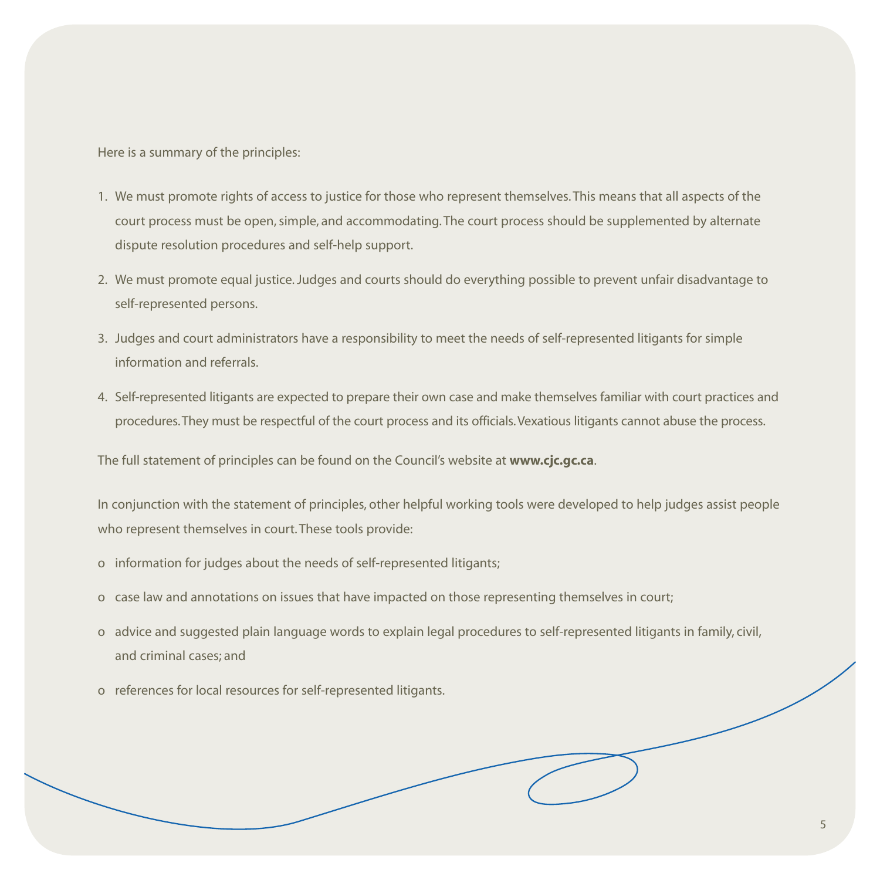Here is a summary of the principles:

1. We must promote rights of access to justice for those who represent themselves. This means that all aspects of the court process must be open, simple, and accommodating. The court process should be supplemented by alternate dispute resolution procedures and self-help support.
2. We must promote equal justice. Judges and courts should do everything possible to prevent unfair disadvantage to self-represented persons.
3. Judges and court administrators have a responsibility to meet the needs of self-represented litigants for simple information and referrals.
4. Self-represented litigants are expected to prepare their own case and make themselves familiar with court practices and procedures. They must be respectful of the court process and its officials. Vexatious litigants cannot abuse the process.

The full statement of principles can be found on the Council's website at **www.cjc.gc.ca**.

In conjunction with the statement of principles, other helpful working tools were developed to help judges assist people who represent themselves in court. These tools provide:

- information for judges about the needs of self-represented litigants;
- case law and annotations on issues that have impacted on those representing themselves in court;
- advice and suggested plain language words to explain legal procedures to self-represented litigants in family, civil, and criminal cases; and
- references for local resources for self-represented litigants.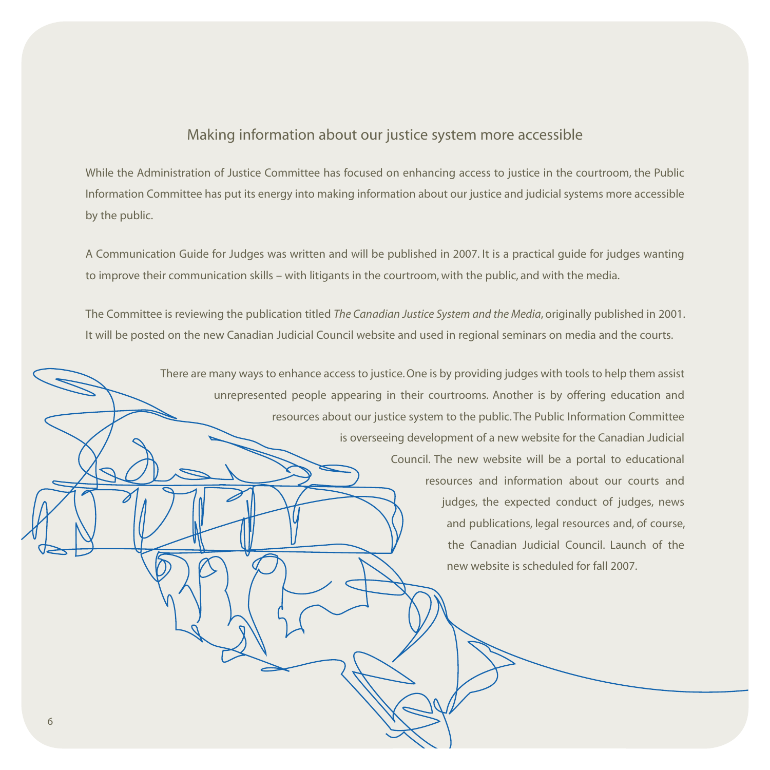## Making information about our justice system more accessible

While the Administration of Justice Committee has focused on enhancing access to justice in the courtroom, the Public Information Committee has put its energy into making information about our justice and judicial systems more accessible by the public.

A Communication Guide for Judges was written and will be published in 2007. It is a practical guide for judges wanting to improve their communication skills – with litigants in the courtroom, with the public, and with the media.

The Committee is reviewing the publication titled *The Canadian Justice System and the Media*, originally published in 2001. It will be posted on the new Canadian Judicial Council website and used in regional seminars on media and the courts.

There are many ways to enhance access to justice. One is by providing judges with tools to help them assist unrepresented people appearing in their courtrooms. Another is by offering education and resources about our justice system to the public. The Public Information Committee is overseeing development of a new website for the Canadian Judicial Council. The new website will be a portal to educational resources and information about our courts and judges, the expected conduct of judges, news and publications, legal resources and, of course, the Canadian Judicial Council. Launch of the new website is scheduled for fall 2007.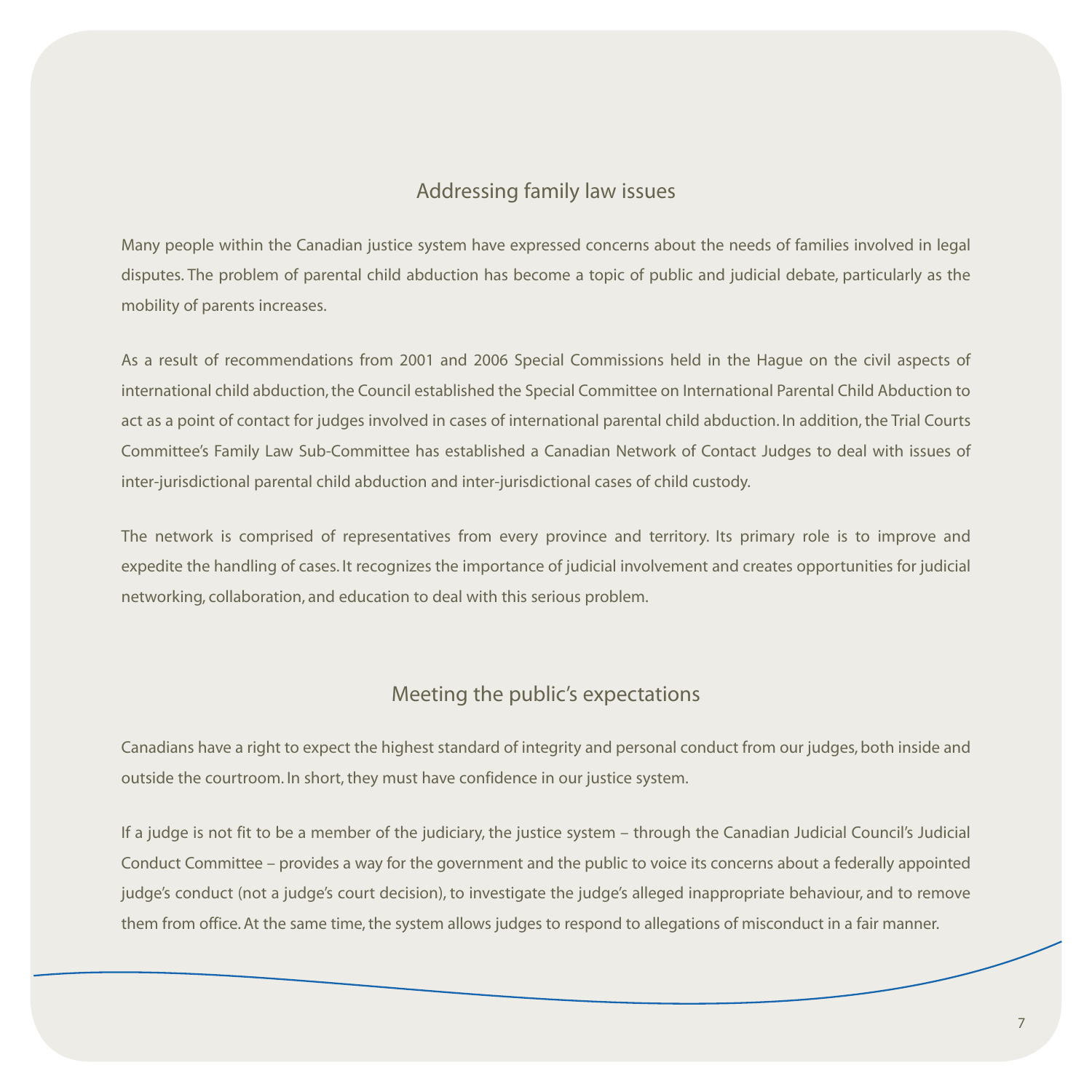## Addressing family law issues

Many people within the Canadian justice system have expressed concerns about the needs of families involved in legal disputes. The problem of parental child abduction has become a topic of public and judicial debate, particularly as the mobility of parents increases.

As a result of recommendations from 2001 and 2006 Special Commissions held in the Hague on the civil aspects of international child abduction, the Council established the Special Committee on International Parental Child Abduction to act as a point of contact for judges involved in cases of international parental child abduction. In addition, the Trial Courts Committee's Family Law Sub-Committee has established a Canadian Network of Contact Judges to deal with issues of inter-jurisdictional parental child abduction and inter-jurisdictional cases of child custody.

The network is comprised of representatives from every province and territory. Its primary role is to improve and expedite the handling of cases. It recognizes the importance of judicial involvement and creates opportunities for judicial networking, collaboration, and education to deal with this serious problem.

## Meeting the public's expectations

Canadians have a right to expect the highest standard of integrity and personal conduct from our judges, both inside and outside the courtroom. In short, they must have confidence in our justice system.

If a judge is not fit to be a member of the judiciary, the justice system – through the Canadian Judicial Council's Judicial Conduct Committee – provides a way for the government and the public to voice its concerns about a federally appointed judge's conduct (not a judge's court decision), to investigate the judge's alleged inappropriate behaviour, and to remove them from office. At the same time, the system allows judges to respond to allegations of misconduct in a fair manner.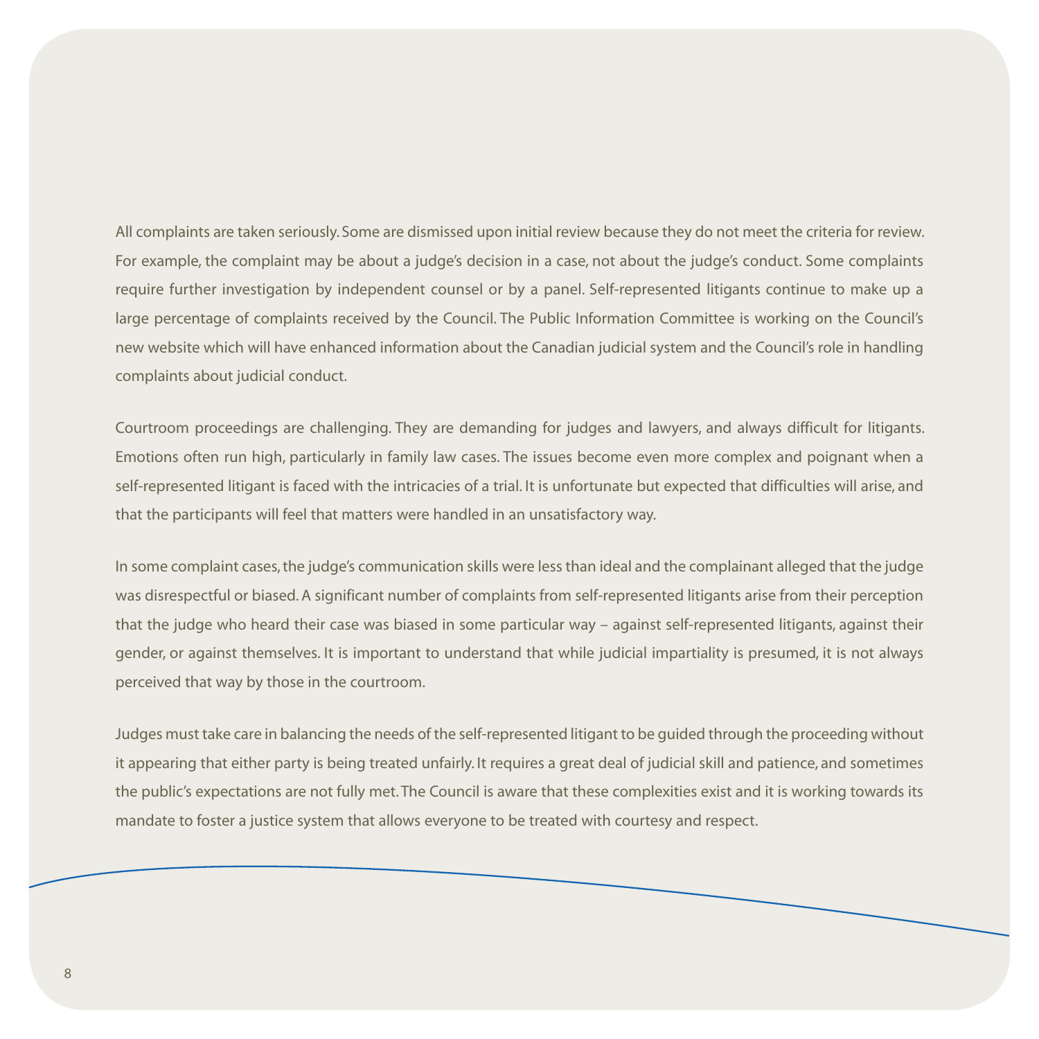All complaints are taken seriously. Some are dismissed upon initial review because they do not meet the criteria for review. For example, the complaint may be about a judge's decision in a case, not about the judge's conduct. Some complaints require further investigation by independent counsel or by a panel. Self-represented litigants continue to make up a large percentage of complaints received by the Council. The Public Information Committee is working on the Council's new website which will have enhanced information about the Canadian judicial system and the Council's role in handling complaints about judicial conduct.

Courtroom proceedings are challenging. They are demanding for judges and lawyers, and always difficult for litigants. Emotions often run high, particularly in family law cases. The issues become even more complex and poignant when a self-represented litigant is faced with the intricacies of a trial. It is unfortunate but expected that difficulties will arise, and that the participants will feel that matters were handled in an unsatisfactory way.

In some complaint cases, the judge's communication skills were less than ideal and the complainant alleged that the judge was disrespectful or biased. A significant number of complaints from self-represented litigants arise from their perception that the judge who heard their case was biased in some particular way – against self-represented litigants, against their gender, or against themselves. It is important to understand that while judicial impartiality is presumed, it is not always perceived that way by those in the courtroom.

Judges must take care in balancing the needs of the self-represented litigant to be guided through the proceeding without it appearing that either party is being treated unfairly. It requires a great deal of judicial skill and patience, and sometimes the public's expectations are not fully met. The Council is aware that these complexities exist and it is working towards its mandate to foster a justice system that allows everyone to be treated with courtesy and respect.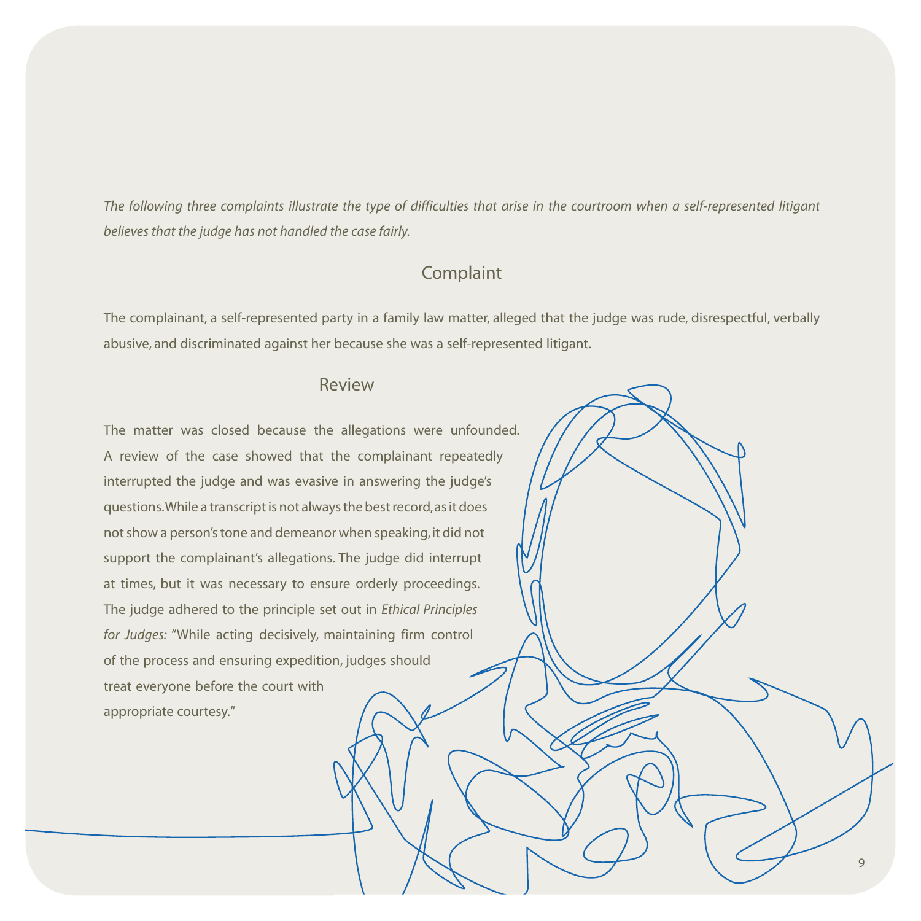*The following three complaints illustrate the type of difficulties that arise in the courtroom when a self-represented litigant believes that the judge has not handled the case fairly.*

## Complaint

The complainant, a self-represented party in a family law matter, alleged that the judge was rude, disrespectful, verbally abusive, and discriminated against her because she was a self-represented litigant.

## Review

The matter was closed because the allegations were unfounded. A review of the case showed that the complainant repeatedly interrupted the judge and was evasive in answering the judge's questions. While a transcript is not always the best record, as it does not show a person's tone and demeanor when speaking, it did not support the complainant's allegations. The judge did interrupt at times, but it was necessary to ensure orderly proceedings. The judge adhered to the principle set out in *Ethical Principles for Judges:* "While acting decisively, maintaining firm control of the process and ensuring expedition, judges should treat everyone before the court with appropriate courtesy."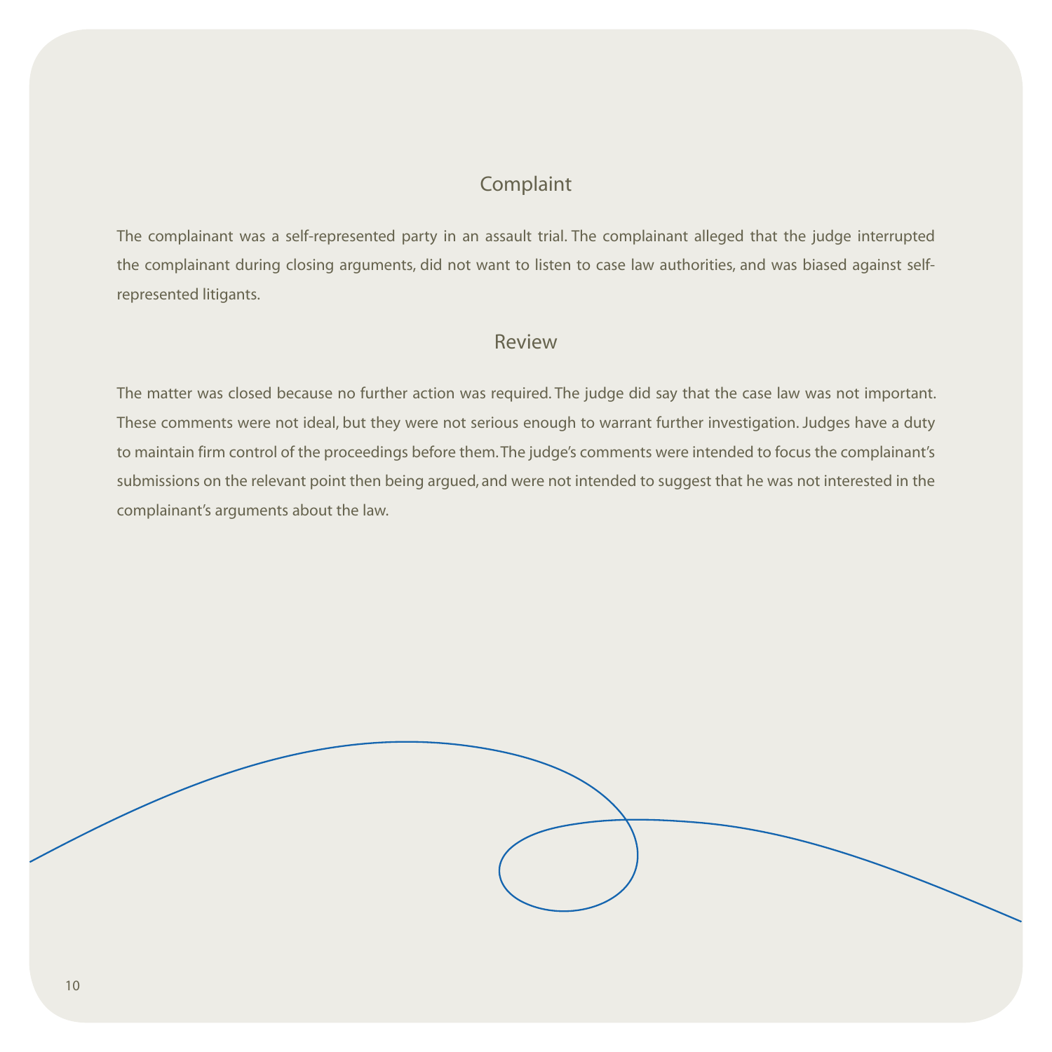## Complaint

The complainant was a self-represented party in an assault trial. The complainant alleged that the judge interrupted the complainant during closing arguments, did not want to listen to case law authorities, and was biased against self-represented litigants.

## Review

The matter was closed because no further action was required. The judge did say that the case law was not important. These comments were not ideal, but they were not serious enough to warrant further investigation. Judges have a duty to maintain firm control of the proceedings before them. The judge's comments were intended to focus the complainant's submissions on the relevant point then being argued, and were not intended to suggest that he was not interested in the complainant's arguments about the law.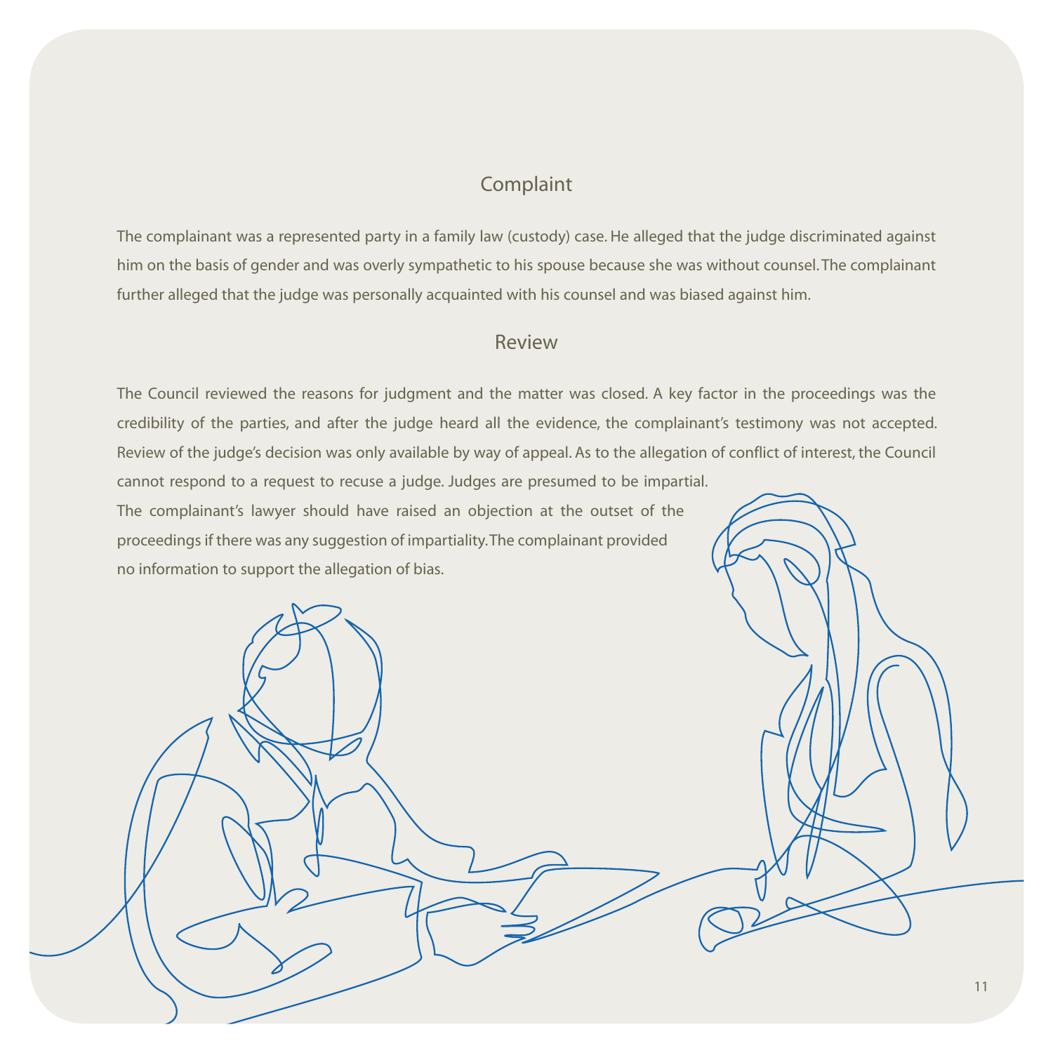## Complaint

The complainant was a represented party in a family law (custody) case. He alleged that the judge discriminated against him on the basis of gender and was overly sympathetic to his spouse because she was without counsel. The complainant further alleged that the judge was personally acquainted with his counsel and was biased against him.

## Review

The Council reviewed the reasons for judgment and the matter was closed. A key factor in the proceedings was the credibility of the parties, and after the judge heard all the evidence, the complainant's testimony was not accepted. Review of the judge's decision was only available by way of appeal. As to the allegation of conflict of interest, the Council cannot respond to a request to recuse a judge. Judges are presumed to be impartial. The complainant's lawyer should have raised an objection at the outset of the proceedings if there was any suggestion of impartiality. The complainant provided no information to support the allegation of bias.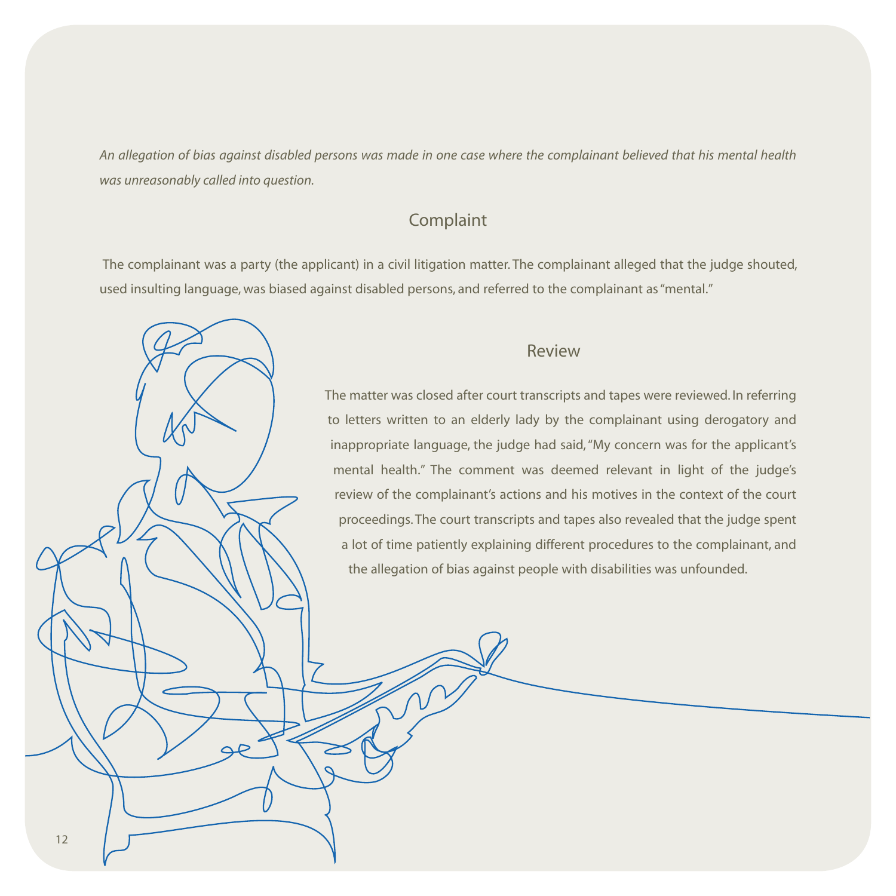*An allegation of bias against disabled persons was made in one case where the complainant believed that his mental health was unreasonably called into question.*

## Complaint

The complainant was a party (the applicant) in a civil litigation matter. The complainant alleged that the judge shouted, used insulting language, was biased against disabled persons, and referred to the complainant as "mental."

## Review

The matter was closed after court transcripts and tapes were reviewed. In referring to letters written to an elderly lady by the complainant using derogatory and inappropriate language, the judge had said, "My concern was for the applicant's mental health." The comment was deemed relevant in light of the judge's review of the complainant's actions and his motives in the context of the court proceedings. The court transcripts and tapes also revealed that the judge spent a lot of time patiently explaining different procedures to the complainant, and the allegation of bias against people with disabilities was unfounded.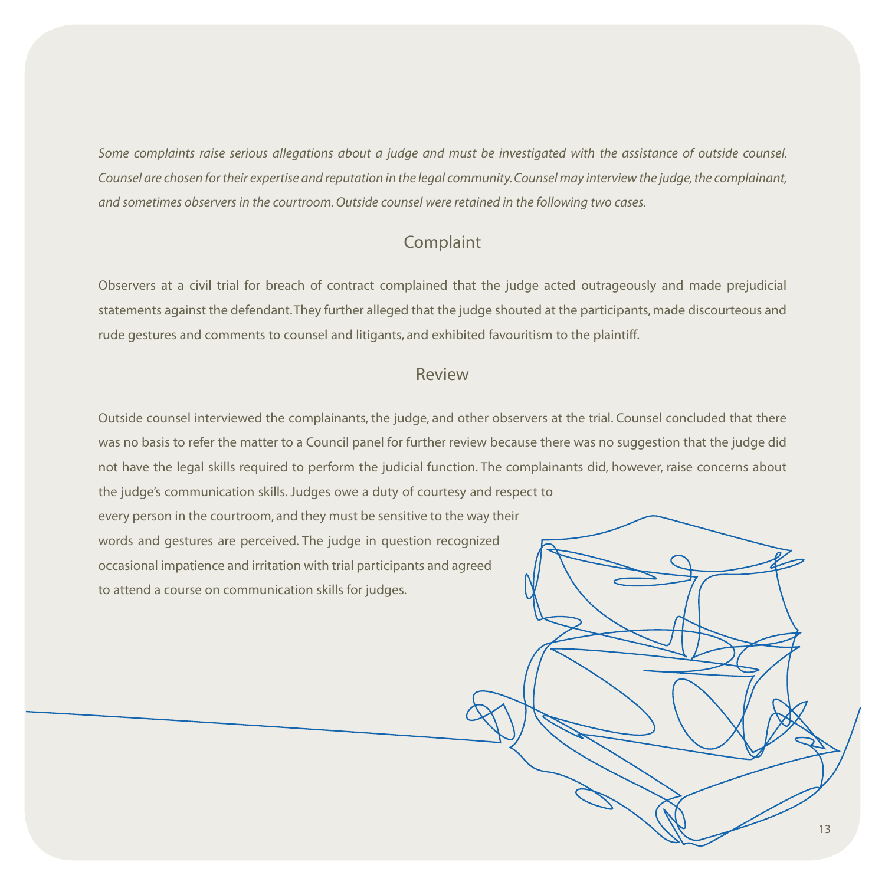*Some complaints raise serious allegations about a judge and must be investigated with the assistance of outside counsel. Counsel are chosen for their expertise and reputation in the legal community. Counsel may interview the judge, the complainant, and sometimes observers in the courtroom. Outside counsel were retained in the following two cases.*

## Complaint

Observers at a civil trial for breach of contract complained that the judge acted outrageously and made prejudicial statements against the defendant. They further alleged that the judge shouted at the participants, made discourteous and rude gestures and comments to counsel and litigants, and exhibited favouritism to the plaintiff.

## Review

Outside counsel interviewed the complainants, the judge, and other observers at the trial. Counsel concluded that there was no basis to refer the matter to a Council panel for further review because there was no suggestion that the judge did not have the legal skills required to perform the judicial function. The complainants did, however, raise concerns about the judge's communication skills. Judges owe a duty of courtesy and respect to every person in the courtroom, and they must be sensitive to the way their words and gestures are perceived. The judge in question recognized occasional impatience and irritation with trial participants and agreed to attend a course on communication skills for judges.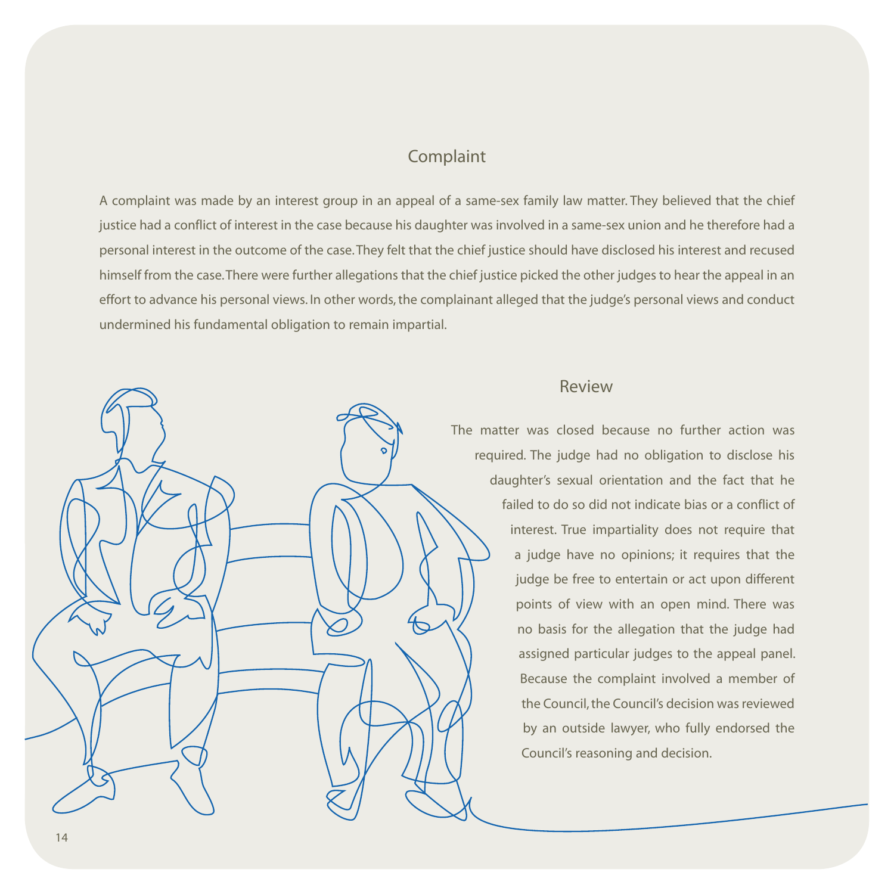## Complaint

A complaint was made by an interest group in an appeal of a same-sex family law matter. They believed that the chief justice had a conflict of interest in the case because his daughter was involved in a same-sex union and he therefore had a personal interest in the outcome of the case. They felt that the chief justice should have disclosed his interest and recused himself from the case. There were further allegations that the chief justice picked the other judges to hear the appeal in an effort to advance his personal views. In other words, the complainant alleged that the judge's personal views and conduct undermined his fundamental obligation to remain impartial.

## Review

The matter was closed because no further action was required. The judge had no obligation to disclose his daughter's sexual orientation and the fact that he failed to do so did not indicate bias or a conflict of interest. True impartiality does not require that a judge have no opinions; it requires that the judge be free to entertain or act upon different points of view with an open mind. There was no basis for the allegation that the judge had assigned particular judges to the appeal panel. Because the complaint involved a member of the Council, the Council's decision was reviewed by an outside lawyer, who fully endorsed the Council's reasoning and decision.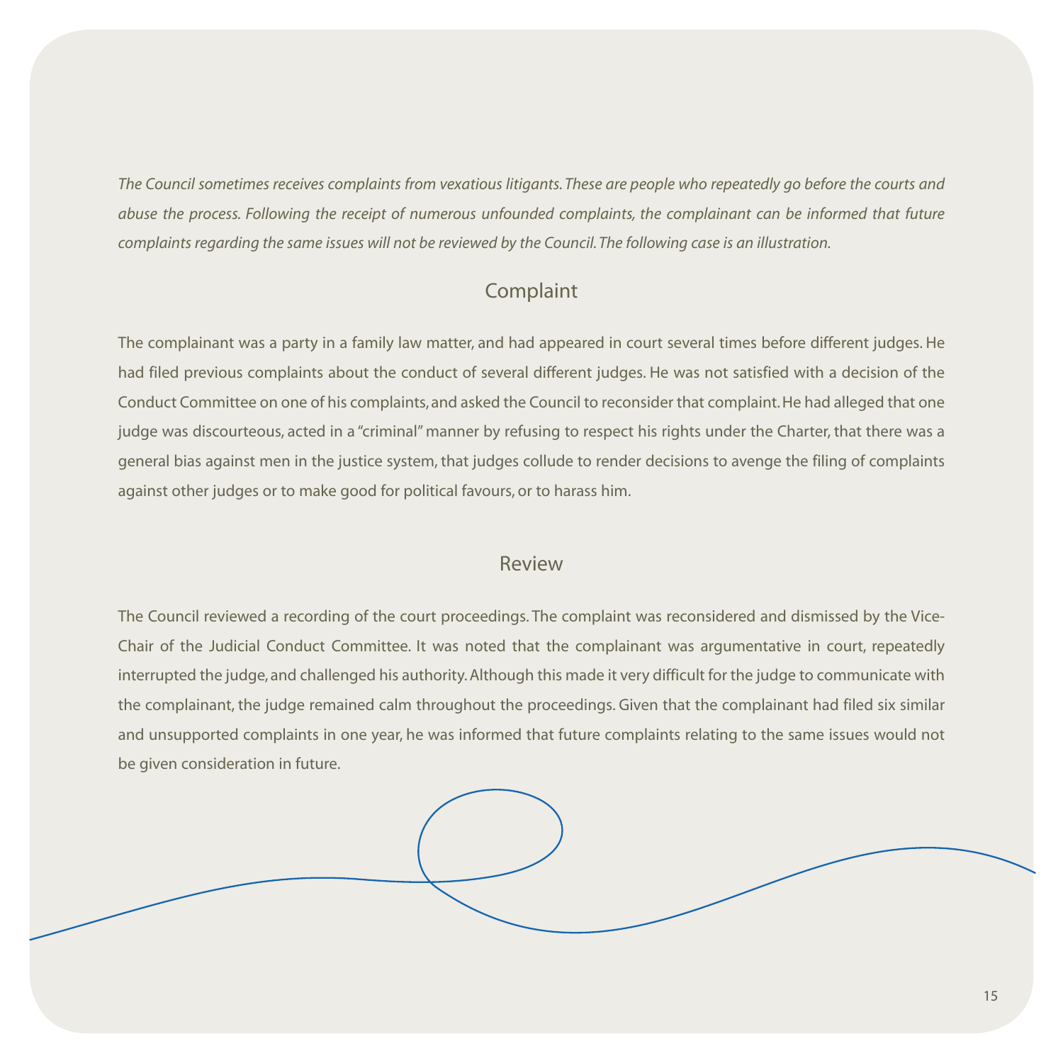*The Council sometimes receives complaints from vexatious litigants. These are people who repeatedly go before the courts and abuse the process. Following the receipt of numerous unfounded complaints, the complainant can be informed that future complaints regarding the same issues will not be reviewed by the Council. The following case is an illustration.*

## Complaint

The complainant was a party in a family law matter, and had appeared in court several times before different judges. He had filed previous complaints about the conduct of several different judges. He was not satisfied with a decision of the Conduct Committee on one of his complaints, and asked the Council to reconsider that complaint. He had alleged that one judge was discourteous, acted in a "criminal" manner by refusing to respect his rights under the Charter, that there was a general bias against men in the justice system, that judges collude to render decisions to avenge the filing of complaints against other judges or to make good for political favours, or to harass him.

## Review

The Council reviewed a recording of the court proceedings. The complaint was reconsidered and dismissed by the Vice-Chair of the Judicial Conduct Committee. It was noted that the complainant was argumentative in court, repeatedly interrupted the judge, and challenged his authority. Although this made it very difficult for the judge to communicate with the complainant, the judge remained calm throughout the proceedings. Given that the complainant had filed six similar and unsupported complaints in one year, he was informed that future complaints relating to the same issues would not be given consideration in future.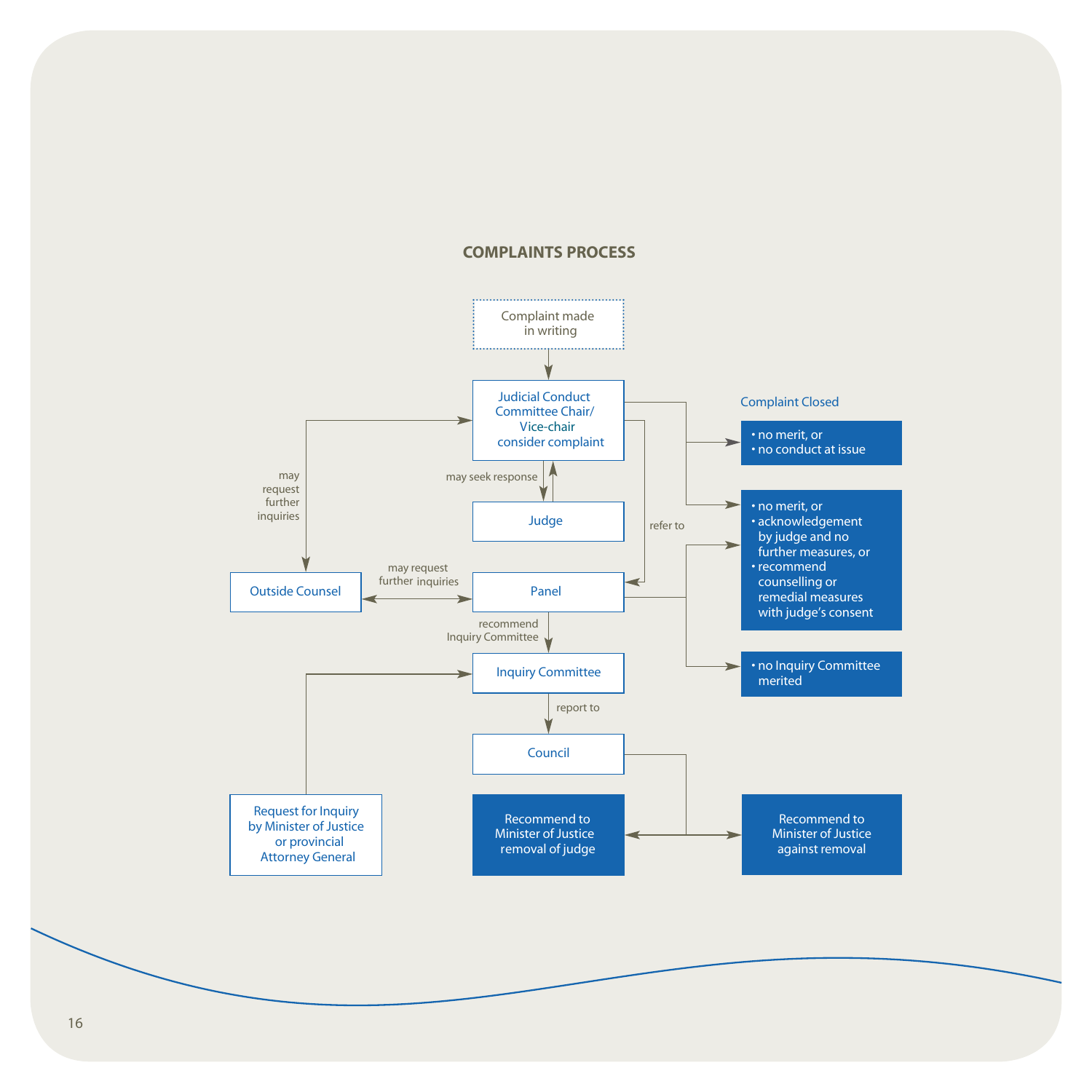## COMPLAINTS PROCESS

Complaint made in writing

Judicial Conduct Committee Chair/ Vice-chair consider complaint

may seek response

Judge

refer to

may request further inquiries

Outside Counsel

may request further inquiries

Panel

recommend Inquiry Committee

Inquiry Committee

report to

Council

Request for Inquiry by Minister of Justice or provincial Attorney General

Recommend to Minister of Justice removal of judge

Recommend to Minister of Justice against removal

Complaint Closed

- no merit, or
- no conduct at issue

- no merit, or
- acknowledgement by judge and no further measures, or
- recommend counselling or remedial measures with judge's consent

- no Inquiry Committee merited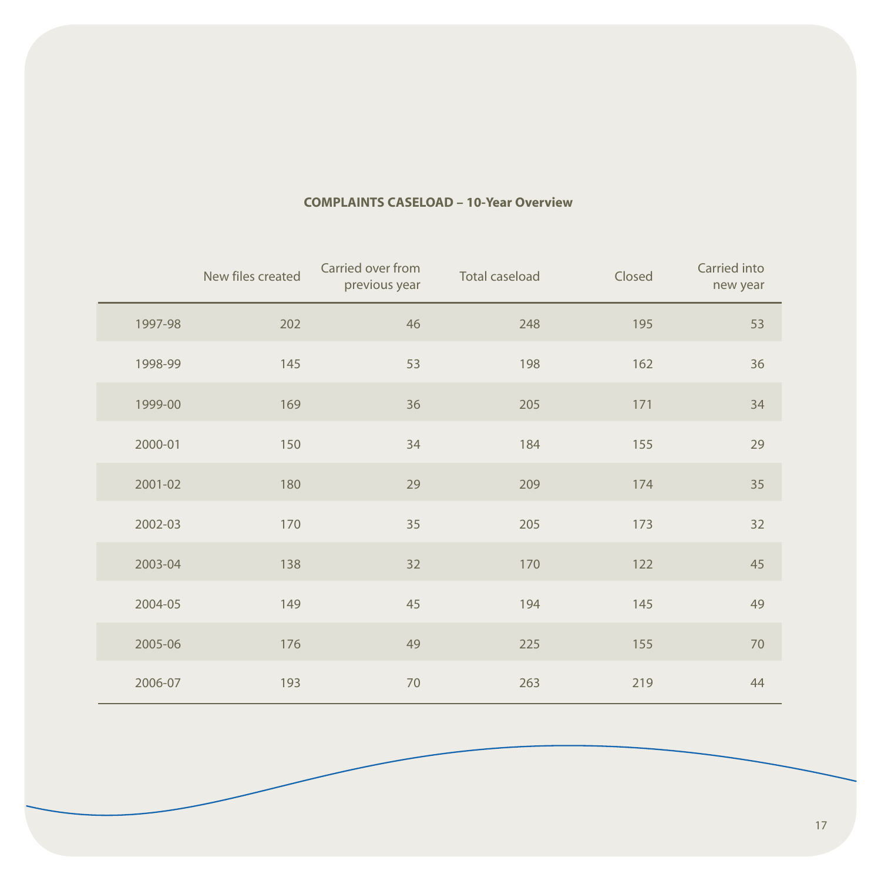**COMPLAINTS CASELOAD – 10-Year Overview**

| | New files created | Carried over from previous year | Total caseload | Closed | Carried into new year |
|---|---|---|---|---|---|
| 1997-98 | 202 | 46 | 248 | 195 | 53 |
| 1998-99 | 145 | 53 | 198 | 162 | 36 |
| 1999-00 | 169 | 36 | 205 | 171 | 34 |
| 2000-01 | 150 | 34 | 184 | 155 | 29 |
| 2001-02 | 180 | 29 | 209 | 174 | 35 |
| 2002-03 | 170 | 35 | 205 | 173 | 32 |
| 2003-04 | 138 | 32 | 170 | 122 | 45 |
| 2004-05 | 149 | 45 | 194 | 145 | 49 |
| 2005-06 | 176 | 49 | 225 | 155 | 70 |
| 2006-07 | 193 | 70 | 263 | 219 | 44 |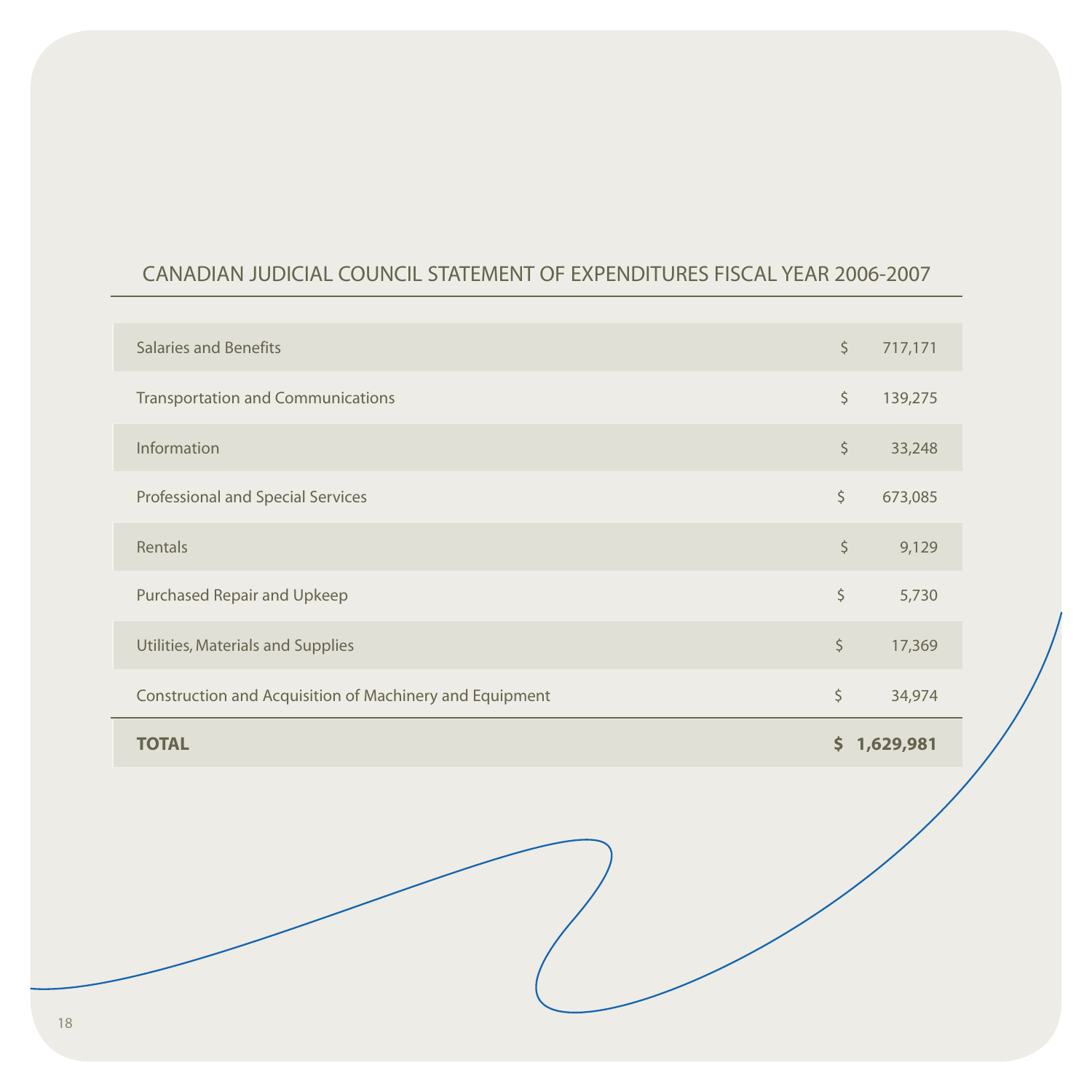## CANADIAN JUDICIAL COUNCIL STATEMENT OF EXPENDITURES FISCAL YEAR 2006-2007

| | |
|---|---|
| Salaries and Benefits | $ 717,171 |
| Transportation and Communications | $ 139,275 |
| Information | $ 33,248 |
| Professional and Special Services | $ 673,085 |
| Rentals | $ 9,129 |
| Purchased Repair and Upkeep | $ 5,730 |
| Utilities, Materials and Supplies | $ 17,369 |
| Construction and Acquisition of Machinery and Equipment | $ 34,974 |
| **TOTAL** | **$ 1,629,981** |